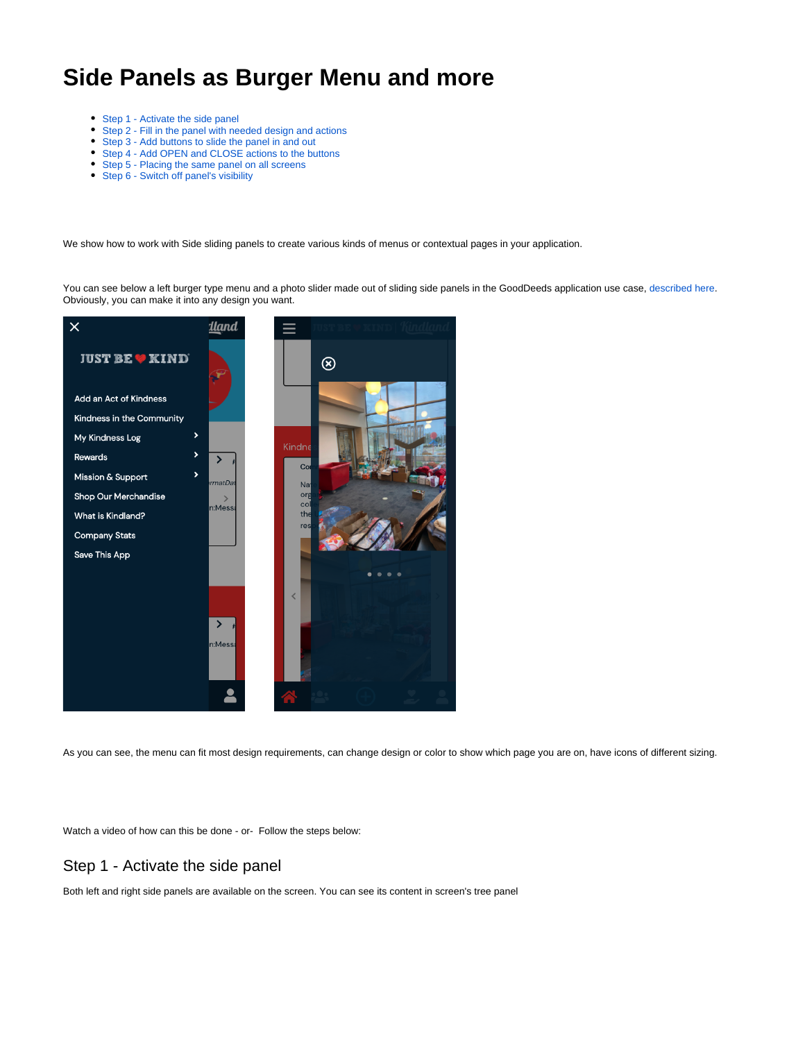# Side Panels as Burger Menu and more

- Step 1 - Activate the side panel
- Step 2 - Fill in the panel with needed design and actions
- Step 3 - Add buttons to slide the panel in and out
- Step 4 - Add OPEN and CLOSE actions to the buttons
- Step 5 - Placing the same panel on all screens
- Step 6 - Switch off panel's visibility

We show how to work with Side sliding panels to create various kinds of menus or contextual pages in your application.

You can see below a left burger type menu and a photo slider made out of sliding side panels in the GoodDeeds application use case, described here. Obviously, you can make it into any design you want.

As you can see, the menu can fit most design requirements, can change design or color to show which page you are on, have icons of different sizing.

Watch a video of how can this be done - or- Follow the steps below:

## Step 1 - Activate the side panel

Both left and right side panels are available on the screen. You can see its content in screen's tree panel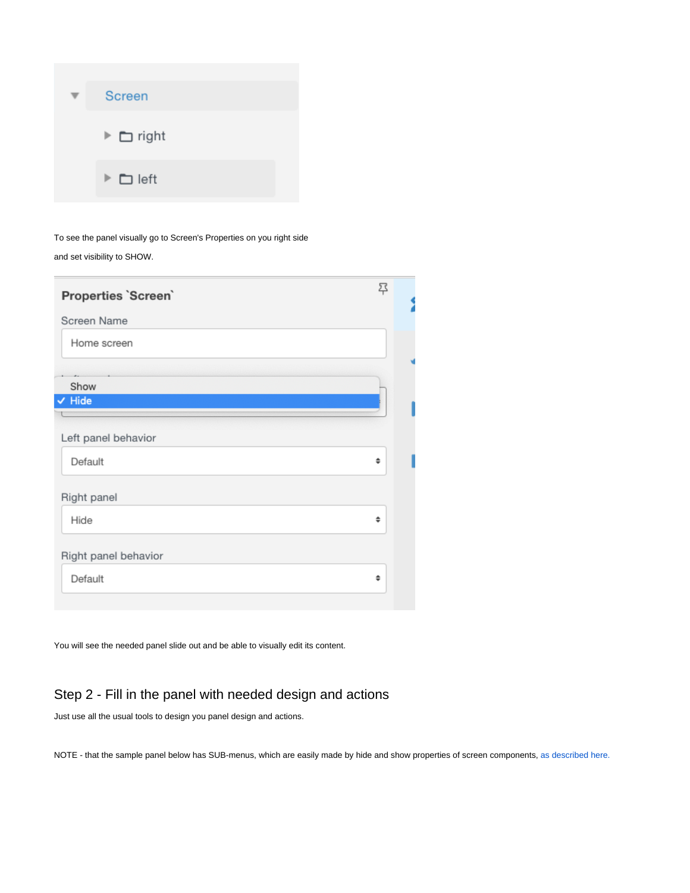To see the panel visually go to Screen's Properties on you right side

and set visibility to SHOW.

You will see the needed panel slide out and be able to visually edit its content.

## Step 2 - Fill in the panel with needed design and actions

Just use all the usual tools to design you panel design and actions.

NOTE - that the sample panel below has SUB-menus, which are easily made by hide and show properties of screen components, as described here.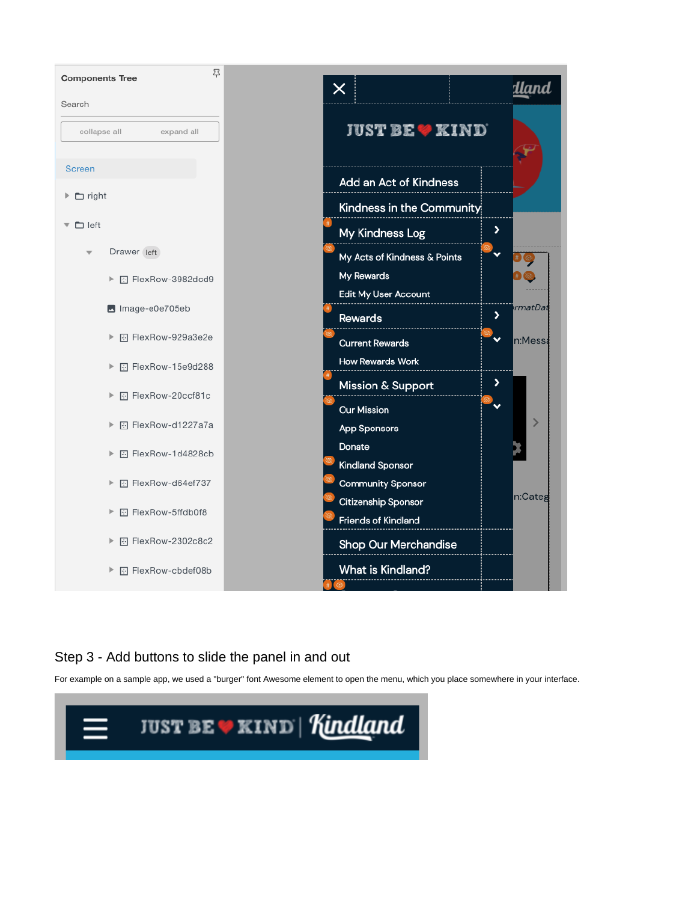Components Tree

Search

collapse all expand all

Screen

- right
- left
  - Drawer left
    - FlexRow-3982dcd9
    - Image-e0e705eb
    - FlexRow-929a3e2e
    - FlexRow-15e9d288
    - FlexRow-20ccf81c
    - FlexRow-d1227a7a
    - FlexRow-1d4828cb
    - FlexRow-d64ef737
    - FlexRow-5ffdb0f8
    - FlexRow-2302c8c2
    - FlexRow-cbdef08b

JUST BE KIND

Add an Act of Kindness

Kindness in the Community

My Kindness Log

My Acts of Kindness & Points

My Rewards

Edit My User Account

Rewards

Current Rewards

How Rewards Work

Mission & Support

Our Mission

App Sponsors

Donate

Kindland Sponsor

Community Sponsor

Citizenship Sponsor

Friends of Kindland

Shop Our Merchandise

What is Kindland?

## Step 3 - Add buttons to slide the panel in and out

For example on a sample app, we used a "burger" font Awesome element to open the menu, which you place somewhere in your interface.

JUST BE KIND | Kindland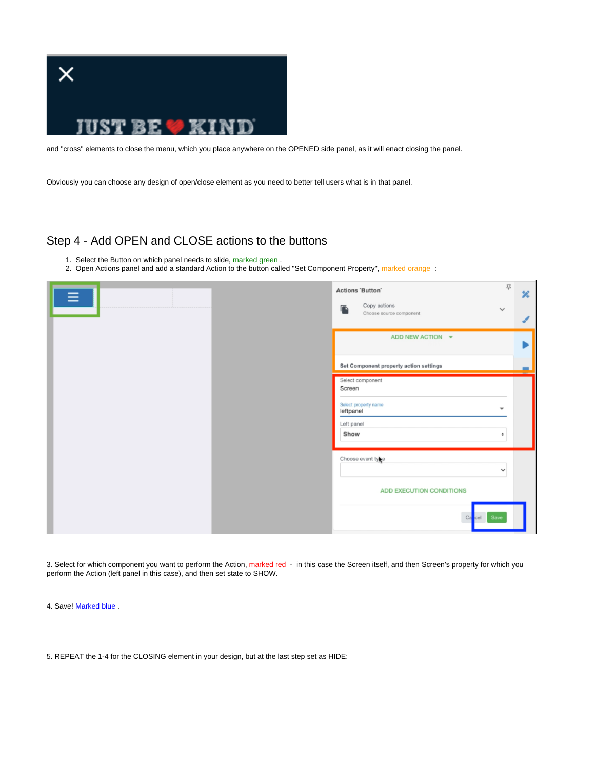and "cross" elements to close the menu, which you place anywhere on the OPENED side panel, as it will enact closing the panel.

Obviously you can choose any design of open/close element as you need to better tell users what is in that panel.

## Step 4 - Add OPEN and CLOSE actions to the buttons

1. Select the Button on which panel needs to slide, marked green .
2. Open Actions panel and add a standard Action to the button called "Set Component Property", marked orange :

3. Select for which component you want to perform the Action, marked red - in this case the Screen itself, and then Screen's property for which you perform the Action (left panel in this case), and then set state to SHOW.

4. Save! Marked blue .

5. REPEAT the 1-4 for the CLOSING element in your design, but at the last step set as HIDE: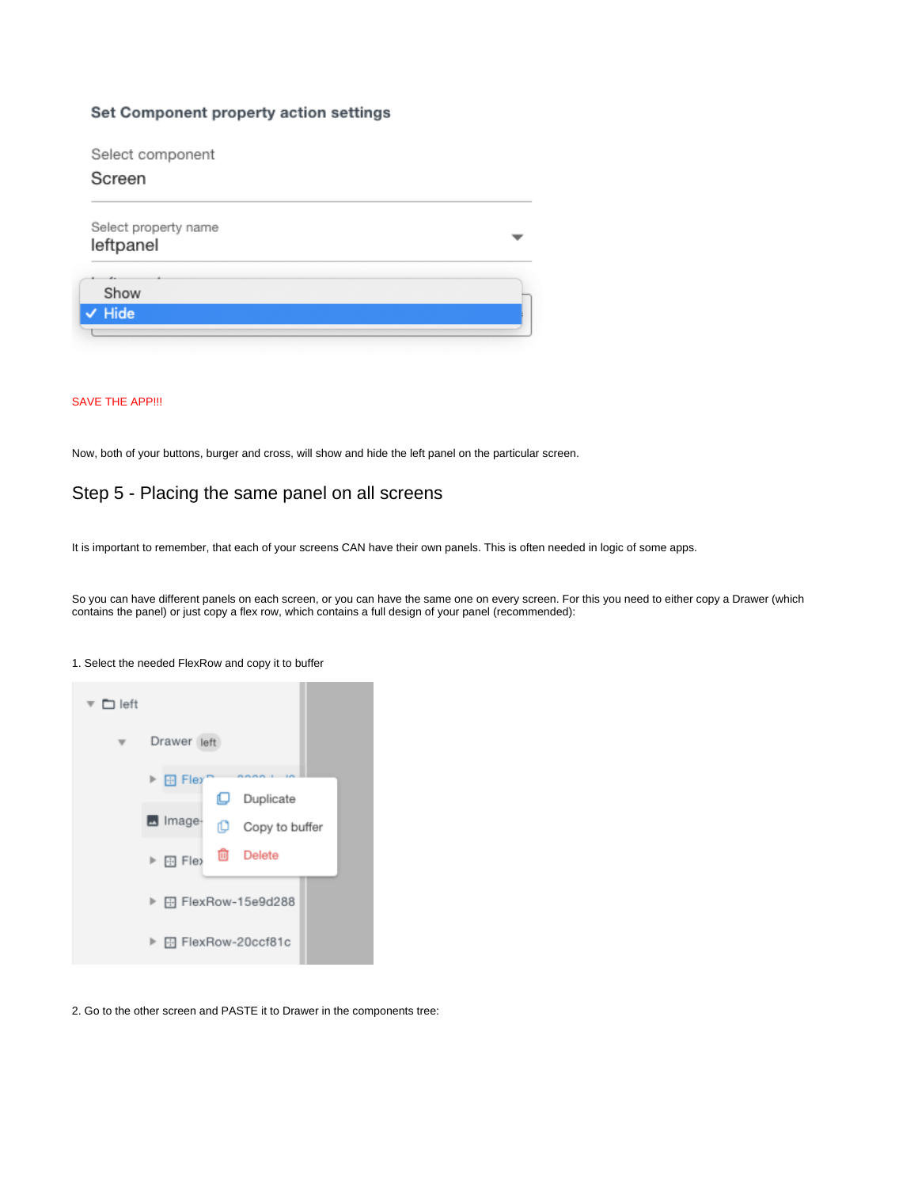SAVE THE APP!!!

Now, both of your buttons, burger and cross, will show and hide the left panel on the particular screen.

## Step 5 - Placing the same panel on all screens

It is important to remember, that each of your screens CAN have their own panels. This is often needed in logic of some apps.

So you can have different panels on each screen, or you can have the same one on every screen. For this you need to either copy a Drawer (which contains the panel) or just copy a flex row, which contains a full design of your panel (recommended):

1. Select the needed FlexRow and copy it to buffer

2. Go to the other screen and PASTE it to Drawer in the components tree: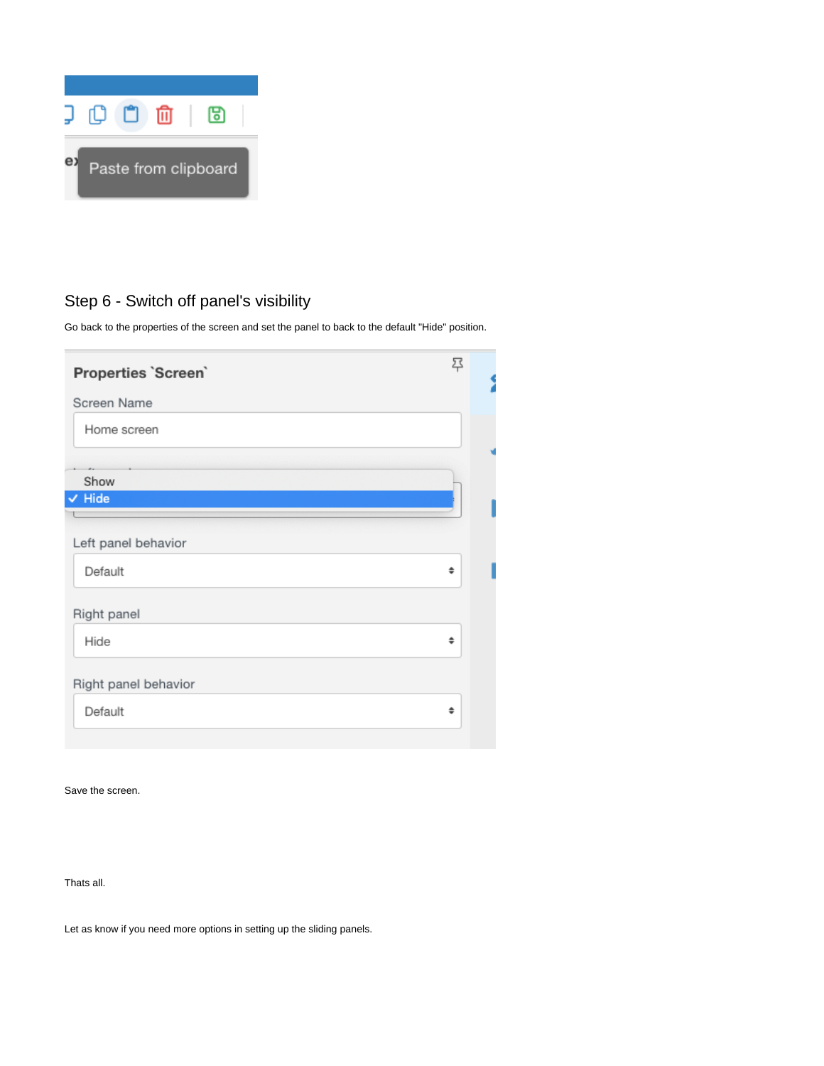## Step 6 - Switch off panel's visibility

Go back to the properties of the screen and set the panel to back to the default "Hide" position.

Save the screen.

Thats all.

Let as know if you need more options in setting up the sliding panels.